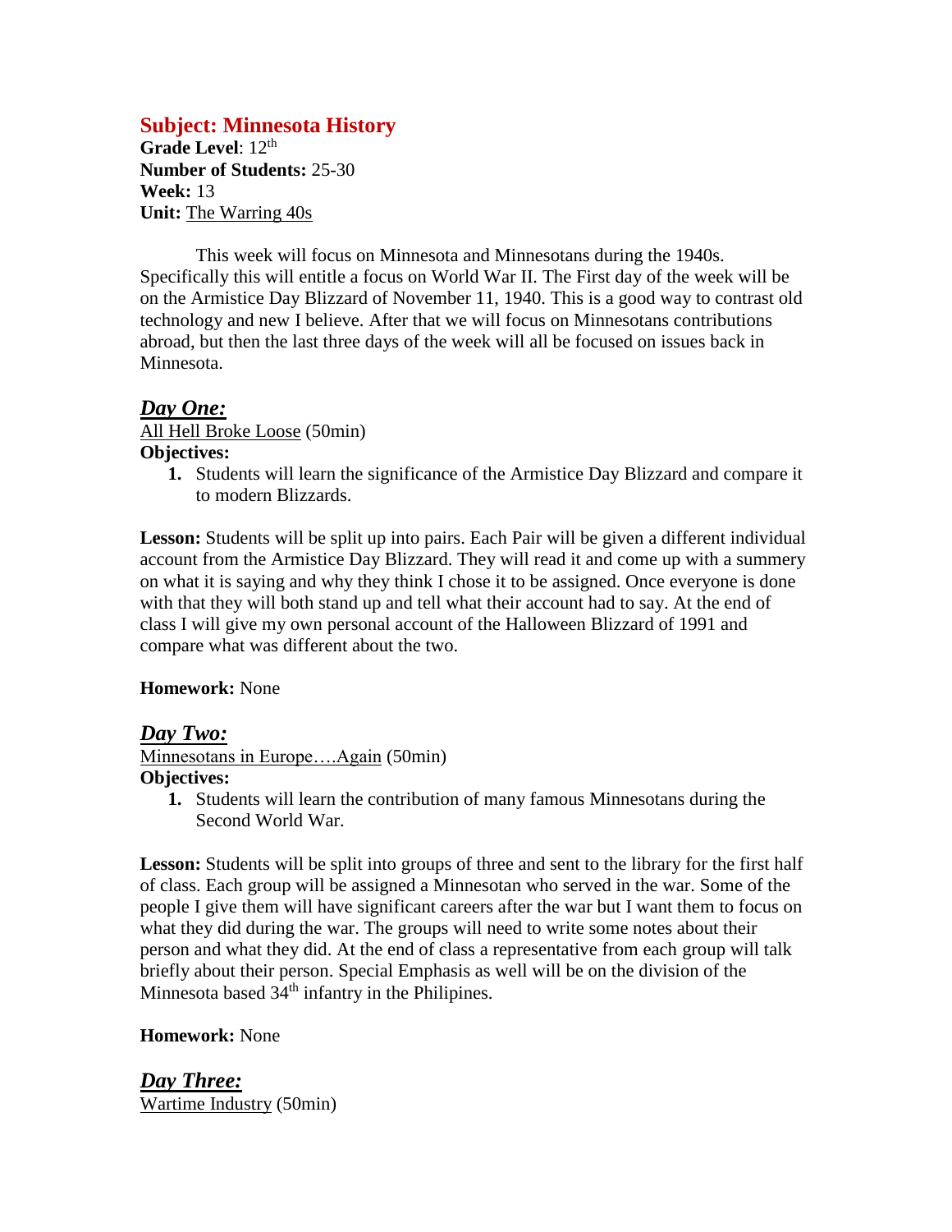## Subject: Minnesota History

**Grade Level**: 12th
**Number of Students:** 25-30
**Week:** 13
**Unit:** The Warring 40s

This week will focus on Minnesota and Minnesotans during the 1940s. Specifically this will entitle a focus on World War II. The First day of the week will be on the Armistice Day Blizzard of November 11, 1940. This is a good way to contrast old technology and new I believe. After that we will focus on Minnesotans contributions abroad, but then the last three days of the week will all be focused on issues back in Minnesota.

### *Day One:*

All Hell Broke Loose (50min)

**Objectives:**

1. Students will learn the significance of the Armistice Day Blizzard and compare it to modern Blizzards.

**Lesson:** Students will be split up into pairs. Each Pair will be given a different individual account from the Armistice Day Blizzard. They will read it and come up with a summery on what it is saying and why they think I chose it to be assigned. Once everyone is done with that they will both stand up and tell what their account had to say. At the end of class I will give my own personal account of the Halloween Blizzard of 1991 and compare what was different about the two.

**Homework:** None

### *Day Two:*

Minnesotans in Europe….Again (50min)

**Objectives:**

1. Students will learn the contribution of many famous Minnesotans during the Second World War.

**Lesson:** Students will be split into groups of three and sent to the library for the first half of class. Each group will be assigned a Minnesotan who served in the war. Some of the people I give them will have significant careers after the war but I want them to focus on what they did during the war. The groups will need to write some notes about their person and what they did. At the end of class a representative from each group will talk briefly about their person. Special Emphasis as well will be on the division of the Minnesota based 34th infantry in the Philipines.

**Homework:** None

### *Day Three:*

Wartime Industry (50min)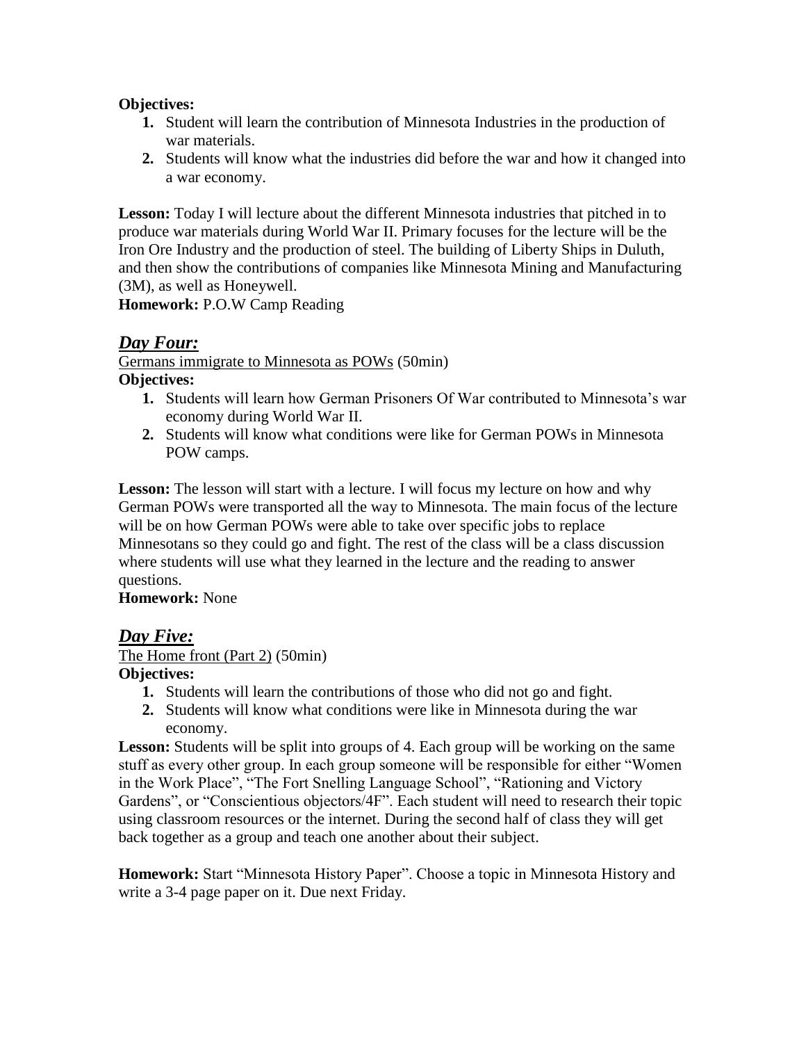**Objectives:**

1. Student will learn the contribution of Minnesota Industries in the production of war materials.
2. Students will know what the industries did before the war and how it changed into a war economy.

**Lesson:** Today I will lecture about the different Minnesota industries that pitched in to produce war materials during World War II. Primary focuses for the lecture will be the Iron Ore Industry and the production of steel. The building of Liberty Ships in Duluth, and then show the contributions of companies like Minnesota Mining and Manufacturing (3M), as well as Honeywell.

**Homework:** P.O.W Camp Reading

## *Day Four:*

<u>Germans immigrate to Minnesota as POWs</u> (50min)

**Objectives:**

1. Students will learn how German Prisoners Of War contributed to Minnesota's war economy during World War II.
2. Students will know what conditions were like for German POWs in Minnesota POW camps.

**Lesson:** The lesson will start with a lecture. I will focus my lecture on how and why German POWs were transported all the way to Minnesota. The main focus of the lecture will be on how German POWs were able to take over specific jobs to replace Minnesotans so they could go and fight. The rest of the class will be a class discussion where students will use what they learned in the lecture and the reading to answer questions.

**Homework:** None

## *Day Five:*

<u>The Home front (Part 2)</u> (50min)

**Objectives:**

1. Students will learn the contributions of those who did not go and fight.
2. Students will know what conditions were like in Minnesota during the war economy.

**Lesson:** Students will be split into groups of 4. Each group will be working on the same stuff as every other group. In each group someone will be responsible for either "Women in the Work Place", "The Fort Snelling Language School", "Rationing and Victory Gardens", or "Conscientious objectors/4F". Each student will need to research their topic using classroom resources or the internet. During the second half of class they will get back together as a group and teach one another about their subject.

**Homework:** Start "Minnesota History Paper". Choose a topic in Minnesota History and write a 3-4 page paper on it. Due next Friday.